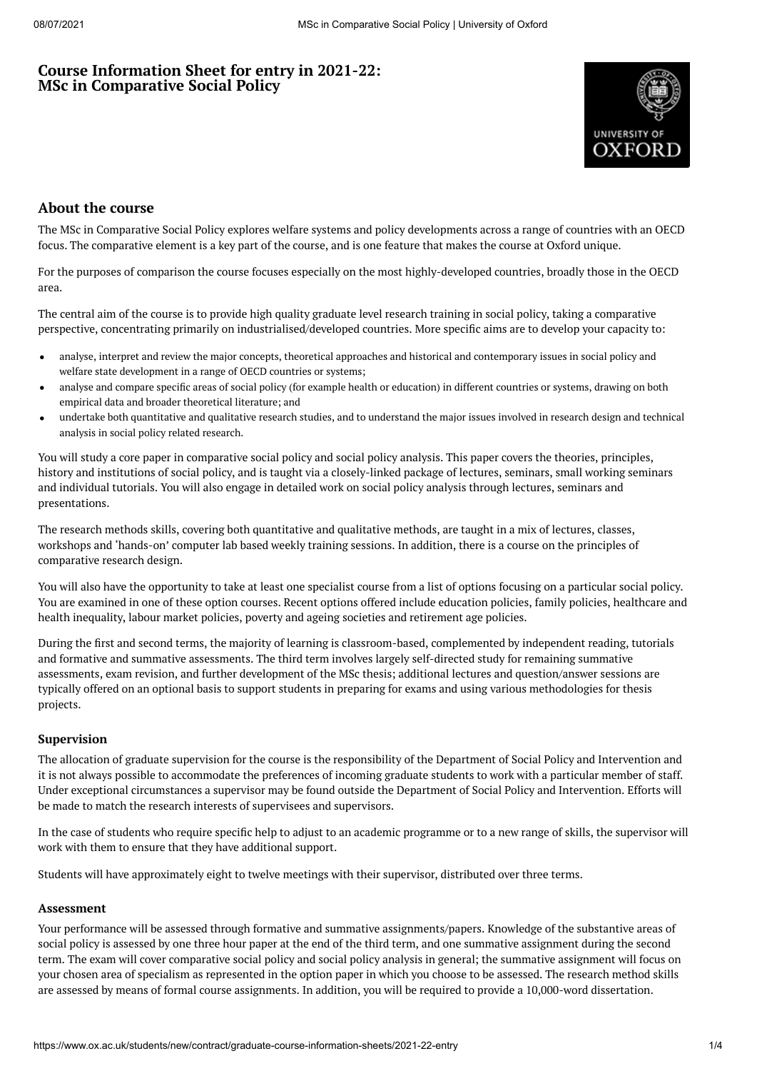# Course Information Sheet for entry in 2021-22: MSc in Comparative Social Policy

## About the course

The MSc in Comparative Social Policy explores welfare systems and policy developments across a range of countries with an OECD focus. The comparative element is a key part of the course, and is one feature that makes the course at Oxford unique.

For the purposes of comparison the course focuses especially on the most highly-developed countries, broadly those in the OECD area.

The central aim of the course is to provide high quality graduate level research training in social policy, taking a comparative perspective, concentrating primarily on industrialised/developed countries. More specific aims are to develop your capacity to:

- analyse, interpret and review the major concepts, theoretical approaches and historical and contemporary issues in social policy and welfare state development in a range of OECD countries or systems;
- analyse and compare specific areas of social policy (for example health or education) in different countries or systems, drawing on both empirical data and broader theoretical literature; and
- undertake both quantitative and qualitative research studies, and to understand the major issues involved in research design and technical analysis in social policy related research.

You will study a core paper in comparative social policy and social policy analysis. This paper covers the theories, principles, history and institutions of social policy, and is taught via a closely-linked package of lectures, seminars, small working seminars and individual tutorials. You will also engage in detailed work on social policy analysis through lectures, seminars and presentations.

The research methods skills, covering both quantitative and qualitative methods, are taught in a mix of lectures, classes, workshops and 'hands-on' computer lab based weekly training sessions. In addition, there is a course on the principles of comparative research design.

You will also have the opportunity to take at least one specialist course from a list of options focusing on a particular social policy. You are examined in one of these option courses. Recent options offered include education policies, family policies, healthcare and health inequality, labour market policies, poverty and ageing societies and retirement age policies.

During the first and second terms, the majority of learning is classroom-based, complemented by independent reading, tutorials and formative and summative assessments. The third term involves largely self-directed study for remaining summative assessments, exam revision, and further development of the MSc thesis; additional lectures and question/answer sessions are typically offered on an optional basis to support students in preparing for exams and using various methodologies for thesis projects.

### Supervision

The allocation of graduate supervision for the course is the responsibility of the Department of Social Policy and Intervention and it is not always possible to accommodate the preferences of incoming graduate students to work with a particular member of staff. Under exceptional circumstances a supervisor may be found outside the Department of Social Policy and Intervention. Efforts will be made to match the research interests of supervisees and supervisors.

In the case of students who require specific help to adjust to an academic programme or to a new range of skills, the supervisor will work with them to ensure that they have additional support.

Students will have approximately eight to twelve meetings with their supervisor, distributed over three terms.

### Assessment

Your performance will be assessed through formative and summative assignments/papers. Knowledge of the substantive areas of social policy is assessed by one three hour paper at the end of the third term, and one summative assignment during the second term. The exam will cover comparative social policy and social policy analysis in general; the summative assignment will focus on your chosen area of specialism as represented in the option paper in which you choose to be assessed. The research method skills are assessed by means of formal course assignments. In addition, you will be required to provide a 10,000-word dissertation.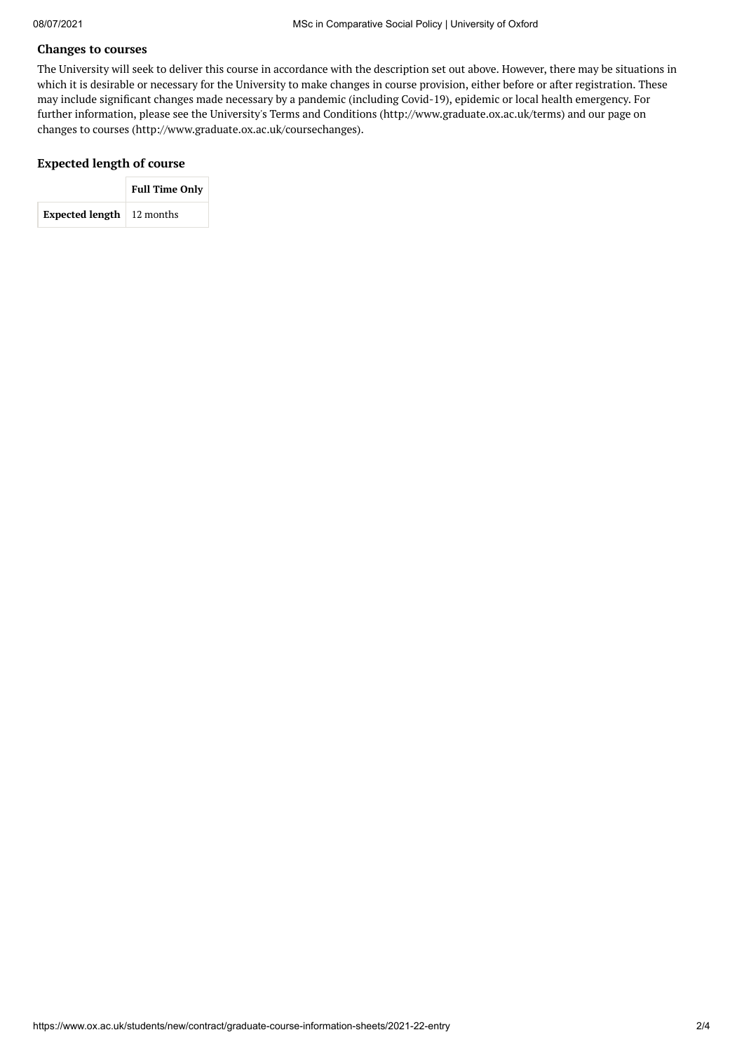### Changes to courses

The University will seek to deliver this course in accordance with the description set out above. However, there may be situations in which it is desirable or necessary for the University to make changes in course provision, either before or after registration. These may include significant changes made necessary by a pandemic (including Covid-19), epidemic or local health emergency. For further information, please see the University's Terms and Conditions (http://www.graduate.ox.ac.uk/terms) and our page on changes to courses (http://www.graduate.ox.ac.uk/coursechanges).

### Expected length of course

| | Full Time Only |
|---|---|
| **Expected length** | 12 months |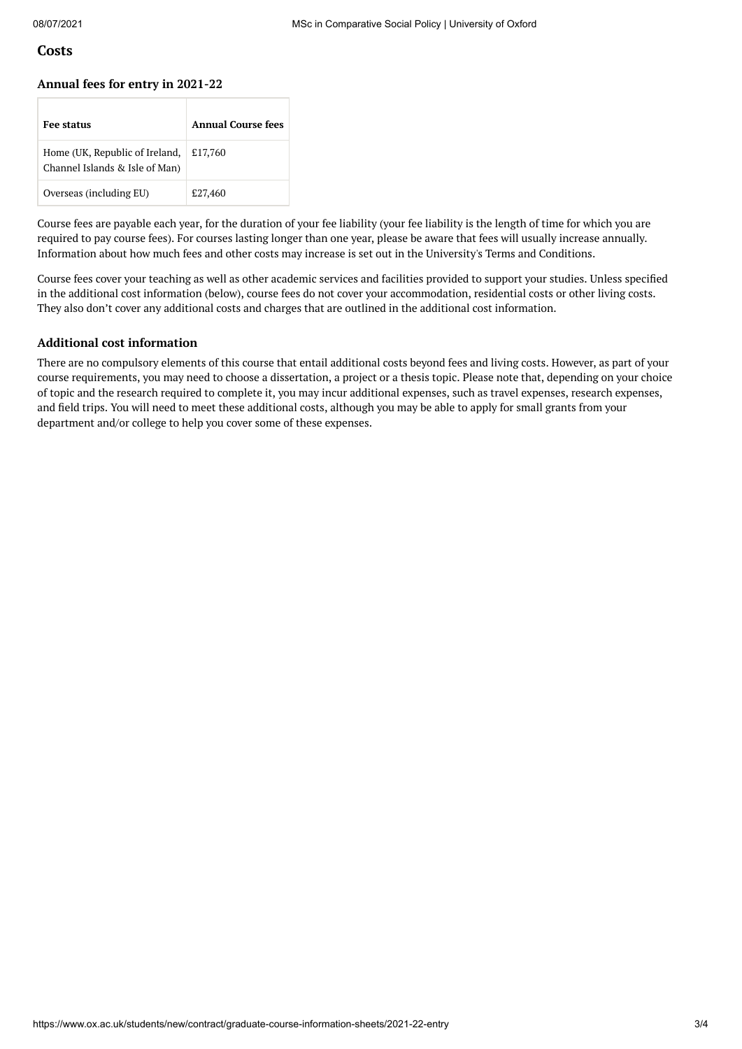## Costs

### Annual fees for entry in 2021-22

| Fee status | Annual Course fees |
| --- | --- |
| Home (UK, Republic of Ireland, Channel Islands & Isle of Man) | £17,760 |
| Overseas (including EU) | £27,460 |

Course fees are payable each year, for the duration of your fee liability (your fee liability is the length of time for which you are required to pay course fees). For courses lasting longer than one year, please be aware that fees will usually increase annually. Information about how much fees and other costs may increase is set out in the University's Terms and Conditions.

Course fees cover your teaching as well as other academic services and facilities provided to support your studies. Unless specified in the additional cost information (below), course fees do not cover your accommodation, residential costs or other living costs. They also don't cover any additional costs and charges that are outlined in the additional cost information.

### Additional cost information

There are no compulsory elements of this course that entail additional costs beyond fees and living costs. However, as part of your course requirements, you may need to choose a dissertation, a project or a thesis topic. Please note that, depending on your choice of topic and the research required to complete it, you may incur additional expenses, such as travel expenses, research expenses, and field trips. You will need to meet these additional costs, although you may be able to apply for small grants from your department and/or college to help you cover some of these expenses.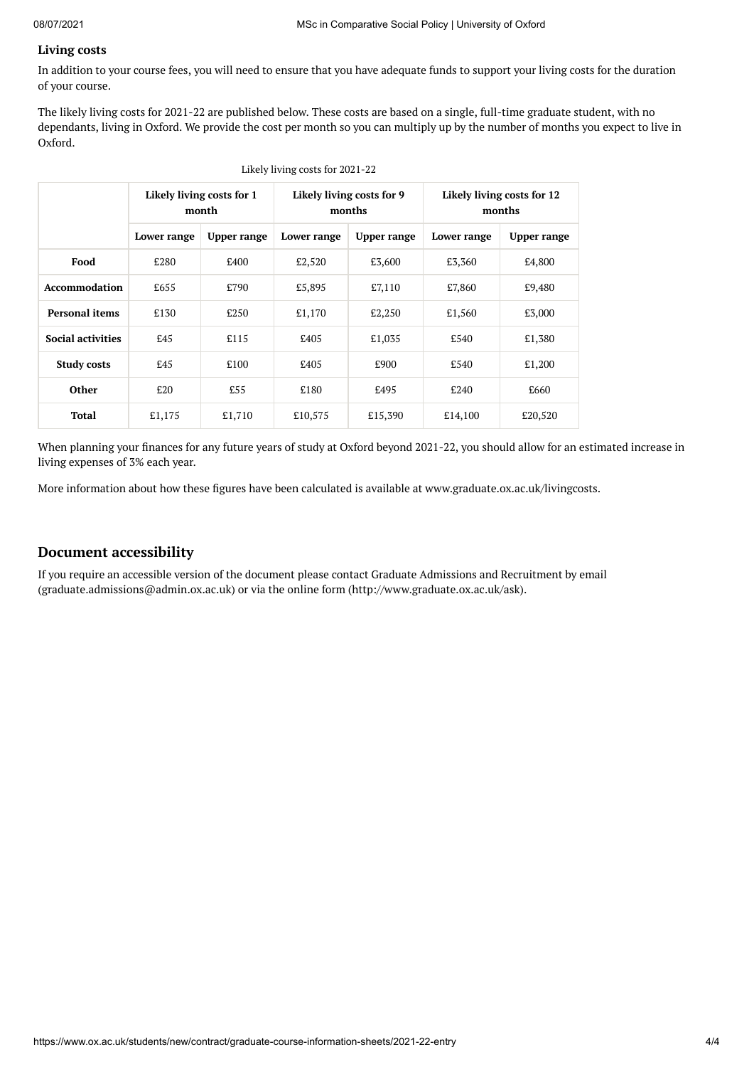### Living costs

In addition to your course fees, you will need to ensure that you have adequate funds to support your living costs for the duration of your course.

The likely living costs for 2021-22 are published below. These costs are based on a single, full-time graduate student, with no dependants, living in Oxford. We provide the cost per month so you can multiply up by the number of months you expect to live in Oxford.

Likely living costs for 2021-22

| | Likely living costs for 1 month | | Likely living costs for 9 months | | Likely living costs for 12 months | |
|---|---|---|---|---|---|---|
| | **Lower range** | **Upper range** | **Lower range** | **Upper range** | **Lower range** | **Upper range** |
| **Food** | £280 | £400 | £2,520 | £3,600 | £3,360 | £4,800 |
| **Accommodation** | £655 | £790 | £5,895 | £7,110 | £7,860 | £9,480 |
| **Personal items** | £130 | £250 | £1,170 | £2,250 | £1,560 | £3,000 |
| **Social activities** | £45 | £115 | £405 | £1,035 | £540 | £1,380 |
| **Study costs** | £45 | £100 | £405 | £900 | £540 | £1,200 |
| **Other** | £20 | £55 | £180 | £495 | £240 | £660 |
| **Total** | £1,175 | £1,710 | £10,575 | £15,390 | £14,100 | £20,520 |

When planning your finances for any future years of study at Oxford beyond 2021-22, you should allow for an estimated increase in living expenses of 3% each year.

More information about how these figures have been calculated is available at www.graduate.ox.ac.uk/livingcosts.

## Document accessibility

If you require an accessible version of the document please contact Graduate Admissions and Recruitment by email (graduate.admissions@admin.ox.ac.uk) or via the online form (http://www.graduate.ox.ac.uk/ask).